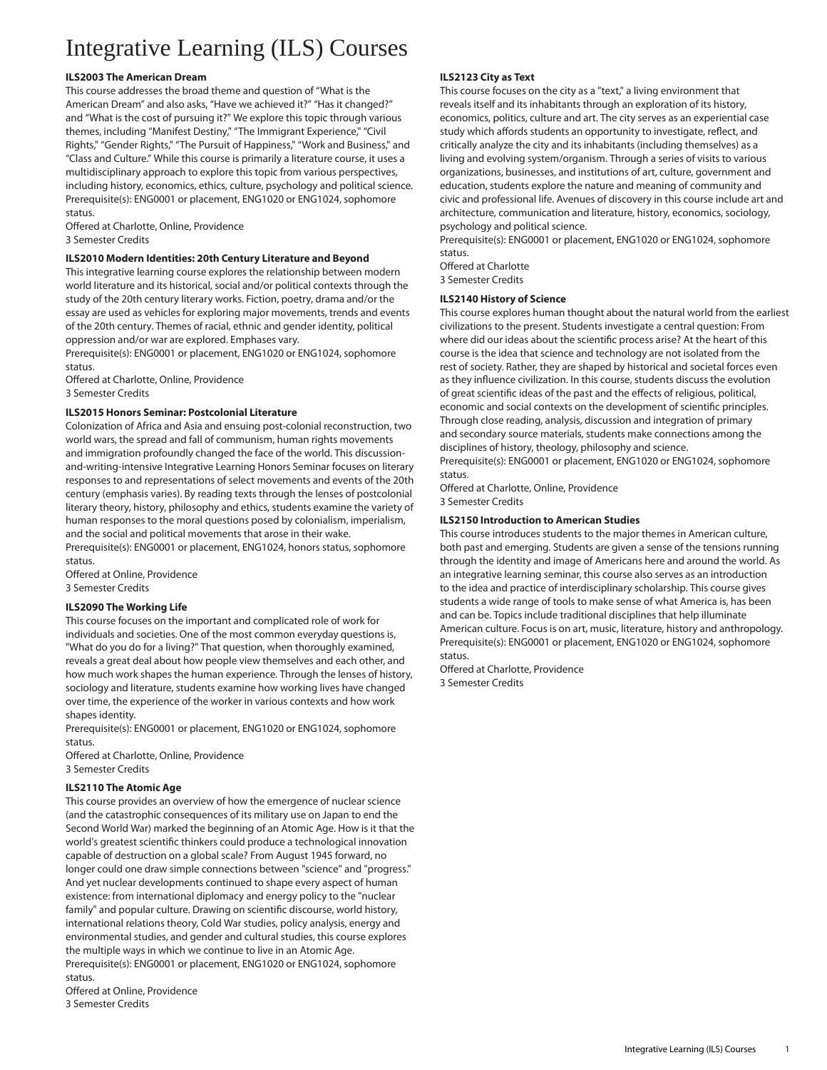# Integrative Learning (ILS) Courses

**ILS2003 The American Dream**

This course addresses the broad theme and question of "What is the American Dream" and also asks, "Have we achieved it?" "Has it changed?" and "What is the cost of pursuing it?" We explore this topic through various themes, including "Manifest Destiny," "The Immigrant Experience," "Civil Rights," "Gender Rights," "The Pursuit of Happiness," "Work and Business," and "Class and Culture." While this course is primarily a literature course, it uses a multidisciplinary approach to explore this topic from various perspectives, including history, economics, ethics, culture, psychology and political science.
Prerequisite(s): ENG0001 or placement, ENG1020 or ENG1024, sophomore status.
Offered at Charlotte, Online, Providence
3 Semester Credits

**ILS2010 Modern Identities: 20th Century Literature and Beyond**

This integrative learning course explores the relationship between modern world literature and its historical, social and/or political contexts through the study of the 20th century literary works. Fiction, poetry, drama and/or the essay are used as vehicles for exploring major movements, trends and events of the 20th century. Themes of racial, ethnic and gender identity, political oppression and/or war are explored. Emphases vary.
Prerequisite(s): ENG0001 or placement, ENG1020 or ENG1024, sophomore status.
Offered at Charlotte, Online, Providence
3 Semester Credits

**ILS2015 Honors Seminar: Postcolonial Literature**

Colonization of Africa and Asia and ensuing post-colonial reconstruction, two world wars, the spread and fall of communism, human rights movements and immigration profoundly changed the face of the world. This discussion-and-writing-intensive Integrative Learning Honors Seminar focuses on literary responses to and representations of select movements and events of the 20th century (emphasis varies). By reading texts through the lenses of postcolonial literary theory, history, philosophy and ethics, students examine the variety of human responses to the moral questions posed by colonialism, imperialism, and the social and political movements that arose in their wake.
Prerequisite(s): ENG0001 or placement, ENG1024, honors status, sophomore status.
Offered at Online, Providence
3 Semester Credits

**ILS2090 The Working Life**

This course focuses on the important and complicated role of work for individuals and societies. One of the most common everyday questions is, "What do you do for a living?" That question, when thoroughly examined, reveals a great deal about how people view themselves and each other, and how much work shapes the human experience. Through the lenses of history, sociology and literature, students examine how working lives have changed over time, the experience of the worker in various contexts and how work shapes identity.
Prerequisite(s): ENG0001 or placement, ENG1020 or ENG1024, sophomore status.
Offered at Charlotte, Online, Providence
3 Semester Credits

**ILS2110 The Atomic Age**

This course provides an overview of how the emergence of nuclear science (and the catastrophic consequences of its military use on Japan to end the Second World War) marked the beginning of an Atomic Age. How is it that the world's greatest scientific thinkers could produce a technological innovation capable of destruction on a global scale? From August 1945 forward, no longer could one draw simple connections between "science" and "progress." And yet nuclear developments continued to shape every aspect of human existence: from international diplomacy and energy policy to the "nuclear family" and popular culture. Drawing on scientific discourse, world history, international relations theory, Cold War studies, policy analysis, energy and environmental studies, and gender and cultural studies, this course explores the multiple ways in which we continue to live in an Atomic Age.
Prerequisite(s): ENG0001 or placement, ENG1020 or ENG1024, sophomore status.
Offered at Online, Providence
3 Semester Credits

**ILS2123 City as Text**

This course focuses on the city as a "text," a living environment that reveals itself and its inhabitants through an exploration of its history, economics, politics, culture and art. The city serves as an experiential case study which affords students an opportunity to investigate, reflect, and critically analyze the city and its inhabitants (including themselves) as a living and evolving system/organism. Through a series of visits to various organizations, businesses, and institutions of art, culture, government and education, students explore the nature and meaning of community and civic and professional life. Avenues of discovery in this course include art and architecture, communication and literature, history, economics, sociology, psychology and political science.
Prerequisite(s): ENG0001 or placement, ENG1020 or ENG1024, sophomore status.
Offered at Charlotte
3 Semester Credits

**ILS2140 History of Science**

This course explores human thought about the natural world from the earliest civilizations to the present. Students investigate a central question: From where did our ideas about the scientific process arise? At the heart of this course is the idea that science and technology are not isolated from the rest of society. Rather, they are shaped by historical and societal forces even as they influence civilization. In this course, students discuss the evolution of great scientific ideas of the past and the effects of religious, political, economic and social contexts on the development of scientific principles. Through close reading, analysis, discussion and integration of primary and secondary source materials, students make connections among the disciplines of history, theology, philosophy and science.
Prerequisite(s): ENG0001 or placement, ENG1020 or ENG1024, sophomore status.
Offered at Charlotte, Online, Providence
3 Semester Credits

**ILS2150 Introduction to American Studies**

This course introduces students to the major themes in American culture, both past and emerging. Students are given a sense of the tensions running through the identity and image of Americans here and around the world. As an integrative learning seminar, this course also serves as an introduction to the idea and practice of interdisciplinary scholarship. This course gives students a wide range of tools to make sense of what America is, has been and can be. Topics include traditional disciplines that help illuminate American culture. Focus is on art, music, literature, history and anthropology.
Prerequisite(s): ENG0001 or placement, ENG1020 or ENG1024, sophomore status.
Offered at Charlotte, Providence
3 Semester Credits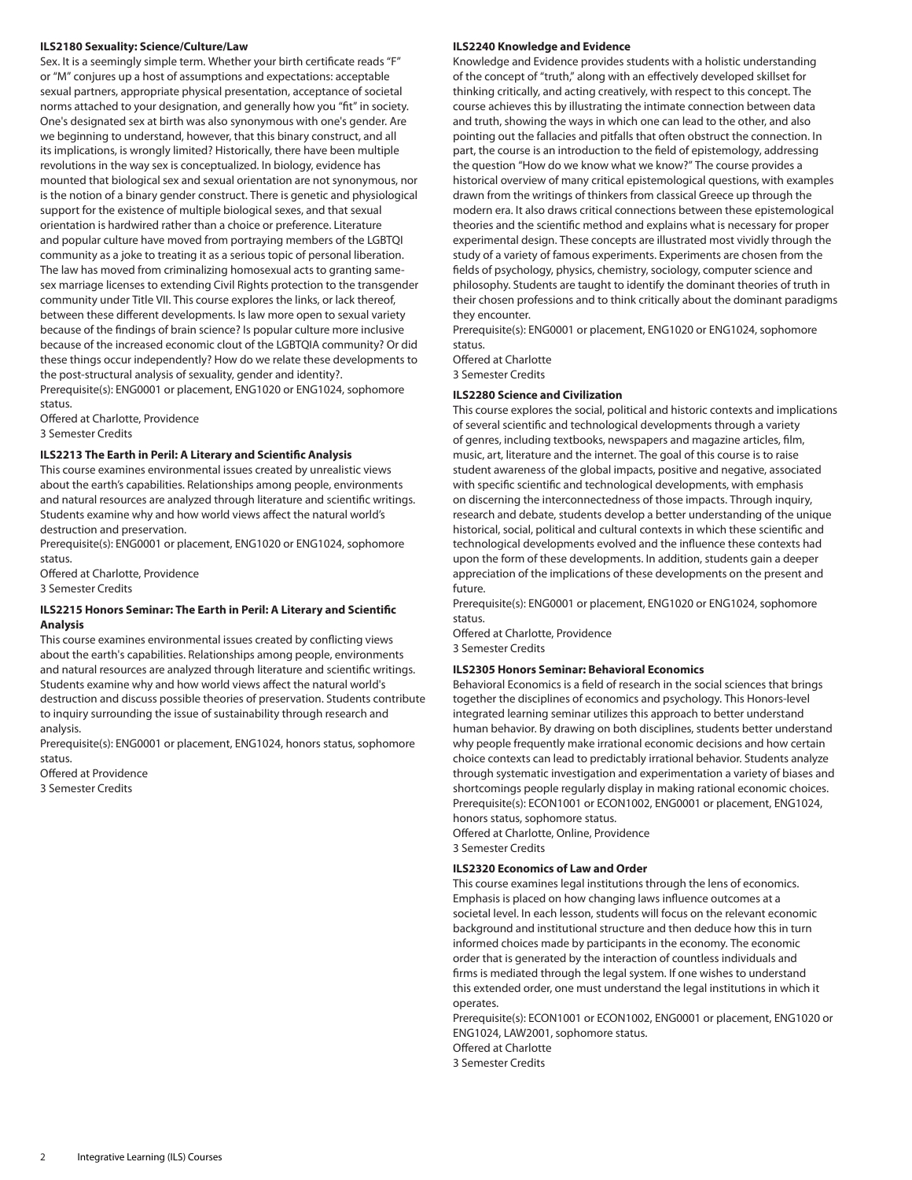### ILS2180 Sexuality: Science/Culture/Law

Sex. It is a seemingly simple term. Whether your birth certificate reads "F" or "M" conjures up a host of assumptions and expectations: acceptable sexual partners, appropriate physical presentation, acceptance of societal norms attached to your designation, and generally how you "fit" in society. One's designated sex at birth was also synonymous with one's gender. Are we beginning to understand, however, that this binary construct, and all its implications, is wrongly limited? Historically, there have been multiple revolutions in the way sex is conceptualized. In biology, evidence has mounted that biological sex and sexual orientation are not synonymous, nor is the notion of a binary gender construct. There is genetic and physiological support for the existence of multiple biological sexes, and that sexual orientation is hardwired rather than a choice or preference. Literature and popular culture have moved from portraying members of the LGBTQI community as a joke to treating it as a serious topic of personal liberation. The law has moved from criminalizing homosexual acts to granting same-sex marriage licenses to extending Civil Rights protection to the transgender community under Title VII. This course explores the links, or lack thereof, between these different developments. Is law more open to sexual variety because of the findings of brain science? Is popular culture more inclusive because of the increased economic clout of the LGBTQIA community? Or did these things occur independently? How do we relate these developments to the post-structural analysis of sexuality, gender and identity?.

Prerequisite(s): ENG0001 or placement, ENG1020 or ENG1024, sophomore status.

Offered at Charlotte, Providence

3 Semester Credits

### ILS2213 The Earth in Peril: A Literary and Scientific Analysis

This course examines environmental issues created by unrealistic views about the earth's capabilities. Relationships among people, environments and natural resources are analyzed through literature and scientific writings. Students examine why and how world views affect the natural world's destruction and preservation.

Prerequisite(s): ENG0001 or placement, ENG1020 or ENG1024, sophomore status.

Offered at Charlotte, Providence

3 Semester Credits

### ILS2215 Honors Seminar: The Earth in Peril: A Literary and Scientific Analysis

This course examines environmental issues created by conflicting views about the earth's capabilities. Relationships among people, environments and natural resources are analyzed through literature and scientific writings. Students examine why and how world views affect the natural world's destruction and discuss possible theories of preservation. Students contribute to inquiry surrounding the issue of sustainability through research and analysis.

Prerequisite(s): ENG0001 or placement, ENG1024, honors status, sophomore status.

Offered at Providence

3 Semester Credits

### ILS2240 Knowledge and Evidence

Knowledge and Evidence provides students with a holistic understanding of the concept of "truth," along with an effectively developed skillset for thinking critically, and acting creatively, with respect to this concept. The course achieves this by illustrating the intimate connection between data and truth, showing the ways in which one can lead to the other, and also pointing out the fallacies and pitfalls that often obstruct the connection. In part, the course is an introduction to the field of epistemology, addressing the question "How do we know what we know?" The course provides a historical overview of many critical epistemological questions, with examples drawn from the writings of thinkers from classical Greece up through the modern era. It also draws critical connections between these epistemological theories and the scientific method and explains what is necessary for proper experimental design. These concepts are illustrated most vividly through the study of a variety of famous experiments. Experiments are chosen from the fields of psychology, physics, chemistry, sociology, computer science and philosophy. Students are taught to identify the dominant theories of truth in their chosen professions and to think critically about the dominant paradigms they encounter.

Prerequisite(s): ENG0001 or placement, ENG1020 or ENG1024, sophomore status.

Offered at Charlotte

3 Semester Credits

### ILS2280 Science and Civilization

This course explores the social, political and historic contexts and implications of several scientific and technological developments through a variety of genres, including textbooks, newspapers and magazine articles, film, music, art, literature and the internet. The goal of this course is to raise student awareness of the global impacts, positive and negative, associated with specific scientific and technological developments, with emphasis on discerning the interconnectedness of those impacts. Through inquiry, research and debate, students develop a better understanding of the unique historical, social, political and cultural contexts in which these scientific and technological developments evolved and the influence these contexts had upon the form of these developments. In addition, students gain a deeper appreciation of the implications of these developments on the present and future.

Prerequisite(s): ENG0001 or placement, ENG1020 or ENG1024, sophomore status.

Offered at Charlotte, Providence

3 Semester Credits

### ILS2305 Honors Seminar: Behavioral Economics

Behavioral Economics is a field of research in the social sciences that brings together the disciplines of economics and psychology. This Honors-level integrated learning seminar utilizes this approach to better understand human behavior. By drawing on both disciplines, students better understand why people frequently make irrational economic decisions and how certain choice contexts can lead to predictably irrational behavior. Students analyze through systematic investigation and experimentation a variety of biases and shortcomings people regularly display in making rational economic choices.

Prerequisite(s): ECON1001 or ECON1002, ENG0001 or placement, ENG1024, honors status, sophomore status.

Offered at Charlotte, Online, Providence

3 Semester Credits

### ILS2320 Economics of Law and Order

This course examines legal institutions through the lens of economics. Emphasis is placed on how changing laws influence outcomes at a societal level. In each lesson, students will focus on the relevant economic background and institutional structure and then deduce how this in turn informed choices made by participants in the economy. The economic order that is generated by the interaction of countless individuals and firms is mediated through the legal system. If one wishes to understand this extended order, one must understand the legal institutions in which it operates.

Prerequisite(s): ECON1001 or ECON1002, ENG0001 or placement, ENG1020 or ENG1024, LAW2001, sophomore status.

Offered at Charlotte

3 Semester Credits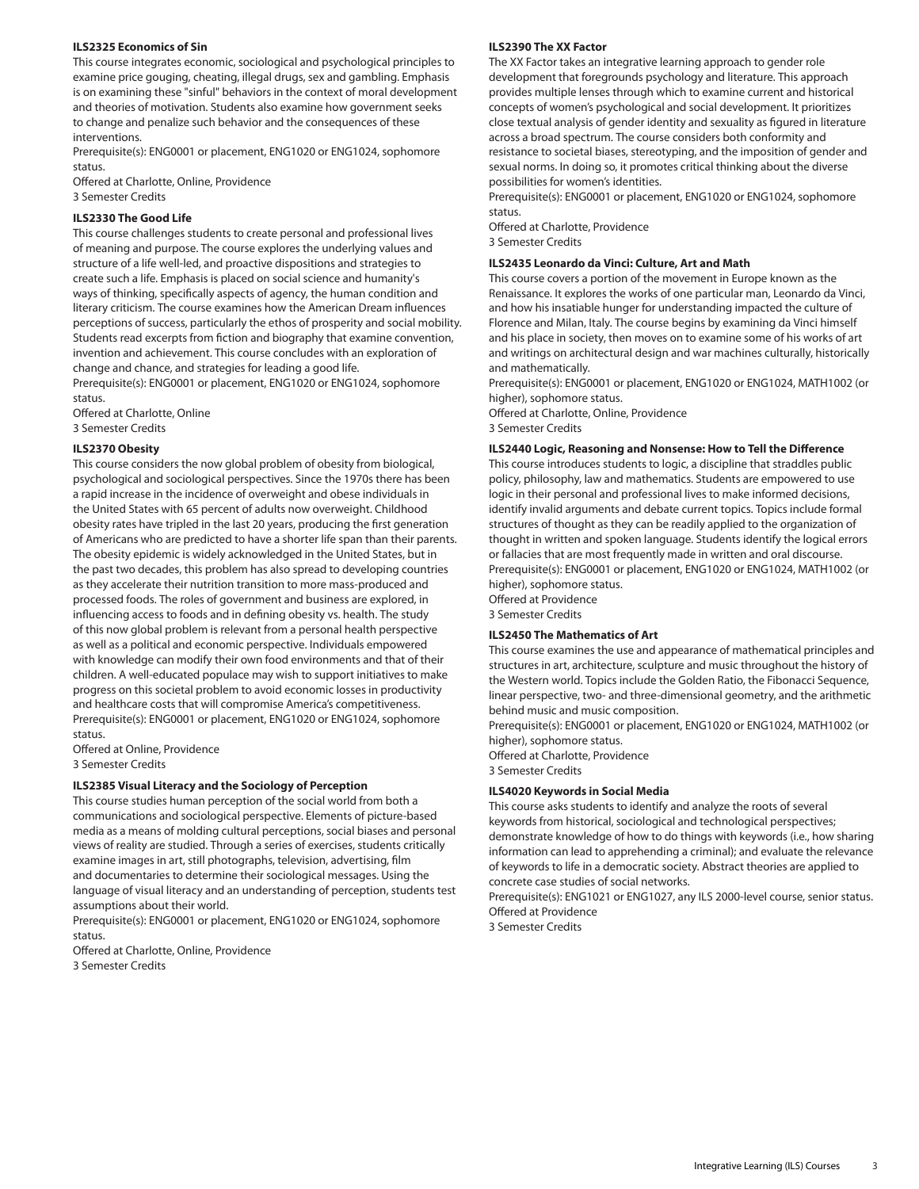**ILS2325 Economics of Sin**

This course integrates economic, sociological and psychological principles to examine price gouging, cheating, illegal drugs, sex and gambling. Emphasis is on examining these "sinful" behaviors in the context of moral development and theories of motivation. Students also examine how government seeks to change and penalize such behavior and the consequences of these interventions.

Prerequisite(s): ENG0001 or placement, ENG1020 or ENG1024, sophomore status.

Offered at Charlotte, Online, Providence

3 Semester Credits

**ILS2330 The Good Life**

This course challenges students to create personal and professional lives of meaning and purpose. The course explores the underlying values and structure of a life well-led, and proactive dispositions and strategies to create such a life. Emphasis is placed on social science and humanity's ways of thinking, specifically aspects of agency, the human condition and literary criticism. The course examines how the American Dream influences perceptions of success, particularly the ethos of prosperity and social mobility. Students read excerpts from fiction and biography that examine convention, invention and achievement. This course concludes with an exploration of change and chance, and strategies for leading a good life.

Prerequisite(s): ENG0001 or placement, ENG1020 or ENG1024, sophomore status.

Offered at Charlotte, Online

3 Semester Credits

**ILS2370 Obesity**

This course considers the now global problem of obesity from biological, psychological and sociological perspectives. Since the 1970s there has been a rapid increase in the incidence of overweight and obese individuals in the United States with 65 percent of adults now overweight. Childhood obesity rates have tripled in the last 20 years, producing the first generation of Americans who are predicted to have a shorter life span than their parents. The obesity epidemic is widely acknowledged in the United States, but in the past two decades, this problem has also spread to developing countries as they accelerate their nutrition transition to more mass-produced and processed foods. The roles of government and business are explored, in influencing access to foods and in defining obesity vs. health. The study of this now global problem is relevant from a personal health perspective as well as a political and economic perspective. Individuals empowered with knowledge can modify their own food environments and that of their children. A well-educated populace may wish to support initiatives to make progress on this societal problem to avoid economic losses in productivity and healthcare costs that will compromise America's competitiveness.

Prerequisite(s): ENG0001 or placement, ENG1020 or ENG1024, sophomore status.

Offered at Online, Providence

3 Semester Credits

**ILS2385 Visual Literacy and the Sociology of Perception**

This course studies human perception of the social world from both a communications and sociological perspective. Elements of picture-based media as a means of molding cultural perceptions, social biases and personal views of reality are studied. Through a series of exercises, students critically examine images in art, still photographs, television, advertising, film and documentaries to determine their sociological messages. Using the language of visual literacy and an understanding of perception, students test assumptions about their world.

Prerequisite(s): ENG0001 or placement, ENG1020 or ENG1024, sophomore status.

Offered at Charlotte, Online, Providence

3 Semester Credits

**ILS2390 The XX Factor**

The XX Factor takes an integrative learning approach to gender role development that foregrounds psychology and literature. This approach provides multiple lenses through which to examine current and historical concepts of women's psychological and social development. It prioritizes close textual analysis of gender identity and sexuality as figured in literature across a broad spectrum. The course considers both conformity and resistance to societal biases, stereotyping, and the imposition of gender and sexual norms. In doing so, it promotes critical thinking about the diverse possibilities for women's identities.

Prerequisite(s): ENG0001 or placement, ENG1020 or ENG1024, sophomore status.

Offered at Charlotte, Providence

3 Semester Credits

**ILS2435 Leonardo da Vinci: Culture, Art and Math**

This course covers a portion of the movement in Europe known as the Renaissance. It explores the works of one particular man, Leonardo da Vinci, and how his insatiable hunger for understanding impacted the culture of Florence and Milan, Italy. The course begins by examining da Vinci himself and his place in society, then moves on to examine some of his works of art and writings on architectural design and war machines culturally, historically and mathematically.

Prerequisite(s): ENG0001 or placement, ENG1020 or ENG1024, MATH1002 (or higher), sophomore status.

Offered at Charlotte, Online, Providence

3 Semester Credits

**ILS2440 Logic, Reasoning and Nonsense: How to Tell the Difference**

This course introduces students to logic, a discipline that straddles public policy, philosophy, law and mathematics. Students are empowered to use logic in their personal and professional lives to make informed decisions, identify invalid arguments and debate current topics. Topics include formal structures of thought as they can be readily applied to the organization of thought in written and spoken language. Students identify the logical errors or fallacies that are most frequently made in written and oral discourse.

Prerequisite(s): ENG0001 or placement, ENG1020 or ENG1024, MATH1002 (or higher), sophomore status.

Offered at Providence

3 Semester Credits

**ILS2450 The Mathematics of Art**

This course examines the use and appearance of mathematical principles and structures in art, architecture, sculpture and music throughout the history of the Western world. Topics include the Golden Ratio, the Fibonacci Sequence, linear perspective, two- and three-dimensional geometry, and the arithmetic behind music and music composition.

Prerequisite(s): ENG0001 or placement, ENG1020 or ENG1024, MATH1002 (or higher), sophomore status.

Offered at Charlotte, Providence

3 Semester Credits

**ILS4020 Keywords in Social Media**

This course asks students to identify and analyze the roots of several keywords from historical, sociological and technological perspectives; demonstrate knowledge of how to do things with keywords (i.e., how sharing information can lead to apprehending a criminal); and evaluate the relevance of keywords to life in a democratic society. Abstract theories are applied to concrete case studies of social networks.

Prerequisite(s): ENG1021 or ENG1027, any ILS 2000-level course, senior status.

Offered at Providence

3 Semester Credits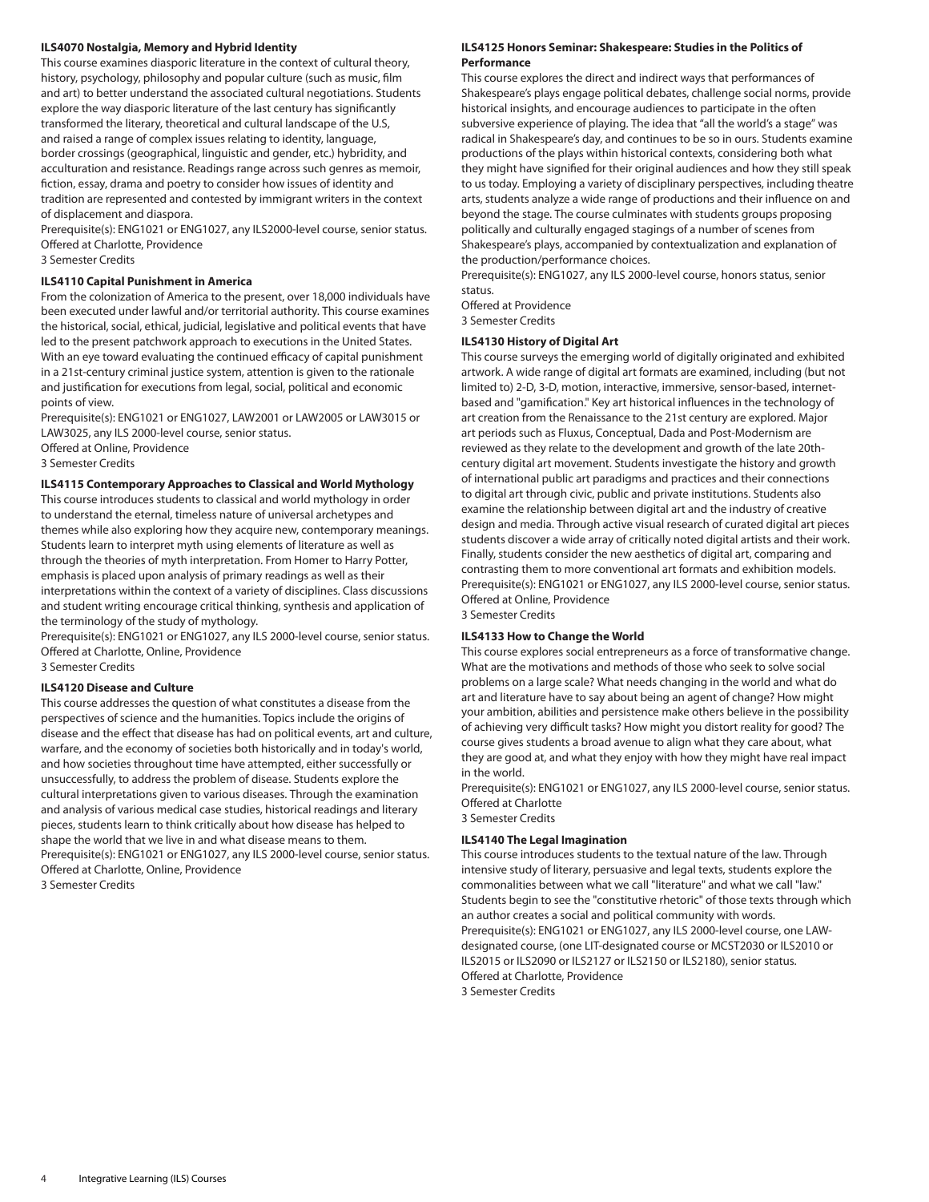**ILS4070 Nostalgia, Memory and Hybrid Identity**

This course examines diasporic literature in the context of cultural theory, history, psychology, philosophy and popular culture (such as music, film and art) to better understand the associated cultural negotiations. Students explore the way diasporic literature of the last century has significantly transformed the literary, theoretical and cultural landscape of the U.S, and raised a range of complex issues relating to identity, language, border crossings (geographical, linguistic and gender, etc.) hybridity, and acculturation and resistance. Readings range across such genres as memoir, fiction, essay, drama and poetry to consider how issues of identity and tradition are represented and contested by immigrant writers in the context of displacement and diaspora.

Prerequisite(s): ENG1021 or ENG1027, any ILS2000-level course, senior status.
Offered at Charlotte, Providence
3 Semester Credits

**ILS4110 Capital Punishment in America**

From the colonization of America to the present, over 18,000 individuals have been executed under lawful and/or territorial authority. This course examines the historical, social, ethical, judicial, legislative and political events that have led to the present patchwork approach to executions in the United States. With an eye toward evaluating the continued efficacy of capital punishment in a 21st-century criminal justice system, attention is given to the rationale and justification for executions from legal, social, political and economic points of view.

Prerequisite(s): ENG1021 or ENG1027, LAW2001 or LAW2005 or LAW3015 or LAW3025, any ILS 2000-level course, senior status.
Offered at Online, Providence
3 Semester Credits

**ILS4115 Contemporary Approaches to Classical and World Mythology**

This course introduces students to classical and world mythology in order to understand the eternal, timeless nature of universal archetypes and themes while also exploring how they acquire new, contemporary meanings. Students learn to interpret myth using elements of literature as well as through the theories of myth interpretation. From Homer to Harry Potter, emphasis is placed upon analysis of primary readings as well as their interpretations within the context of a variety of disciplines. Class discussions and student writing encourage critical thinking, synthesis and application of the terminology of the study of mythology.

Prerequisite(s): ENG1021 or ENG1027, any ILS 2000-level course, senior status.
Offered at Charlotte, Online, Providence
3 Semester Credits

**ILS4120 Disease and Culture**

This course addresses the question of what constitutes a disease from the perspectives of science and the humanities. Topics include the origins of disease and the effect that disease has had on political events, art and culture, warfare, and the economy of societies both historically and in today's world, and how societies throughout time have attempted, either successfully or unsuccessfully, to address the problem of disease. Students explore the cultural interpretations given to various diseases. Through the examination and analysis of various medical case studies, historical readings and literary pieces, students learn to think critically about how disease has helped to shape the world that we live in and what disease means to them.

Prerequisite(s): ENG1021 or ENG1027, any ILS 2000-level course, senior status.
Offered at Charlotte, Online, Providence
3 Semester Credits

**ILS4125 Honors Seminar: Shakespeare: Studies in the Politics of Performance**

This course explores the direct and indirect ways that performances of Shakespeare's plays engage political debates, challenge social norms, provide historical insights, and encourage audiences to participate in the often subversive experience of playing. The idea that "all the world's a stage" was radical in Shakespeare's day, and continues to be so in ours. Students examine productions of the plays within historical contexts, considering both what they might have signified for their original audiences and how they still speak to us today. Employing a variety of disciplinary perspectives, including theatre arts, students analyze a wide range of productions and their influence on and beyond the stage. The course culminates with students groups proposing politically and culturally engaged stagings of a number of scenes from Shakespeare's plays, accompanied by contextualization and explanation of the production/performance choices.

Prerequisite(s): ENG1027, any ILS 2000-level course, honors status, senior status.
Offered at Providence
3 Semester Credits

**ILS4130 History of Digital Art**

This course surveys the emerging world of digitally originated and exhibited artwork. A wide range of digital art formats are examined, including (but not limited to) 2-D, 3-D, motion, interactive, immersive, sensor-based, internet-based and "gamification." Key art historical influences in the technology of art creation from the Renaissance to the 21st century are explored. Major art periods such as Fluxus, Conceptual, Dada and Post-Modernism are reviewed as they relate to the development and growth of the late 20th-century digital art movement. Students investigate the history and growth of international public art paradigms and practices and their connections to digital art through civic, public and private institutions. Students also examine the relationship between digital art and the industry of creative design and media. Through active visual research of curated digital art pieces students discover a wide array of critically noted digital artists and their work. Finally, students consider the new aesthetics of digital art, comparing and contrasting them to more conventional art formats and exhibition models.

Prerequisite(s): ENG1021 or ENG1027, any ILS 2000-level course, senior status.
Offered at Online, Providence
3 Semester Credits

**ILS4133 How to Change the World**

This course explores social entrepreneurs as a force of transformative change. What are the motivations and methods of those who seek to solve social problems on a large scale? What needs changing in the world and what do art and literature have to say about being an agent of change? How might your ambition, abilities and persistence make others believe in the possibility of achieving very difficult tasks? How might you distort reality for good? The course gives students a broad avenue to align what they care about, what they are good at, and what they enjoy with how they might have real impact in the world.

Prerequisite(s): ENG1021 or ENG1027, any ILS 2000-level course, senior status.
Offered at Charlotte
3 Semester Credits

**ILS4140 The Legal Imagination**

This course introduces students to the textual nature of the law. Through intensive study of literary, persuasive and legal texts, students explore the commonalities between what we call "literature" and what we call "law." Students begin to see the "constitutive rhetoric" of those texts through which an author creates a social and political community with words.

Prerequisite(s): ENG1021 or ENG1027, any ILS 2000-level course, one LAW-designated course, (one LIT-designated course or MCST2030 or ILS2010 or ILS2015 or ILS2090 or ILS2127 or ILS2150 or ILS2180), senior status.
Offered at Charlotte, Providence
3 Semester Credits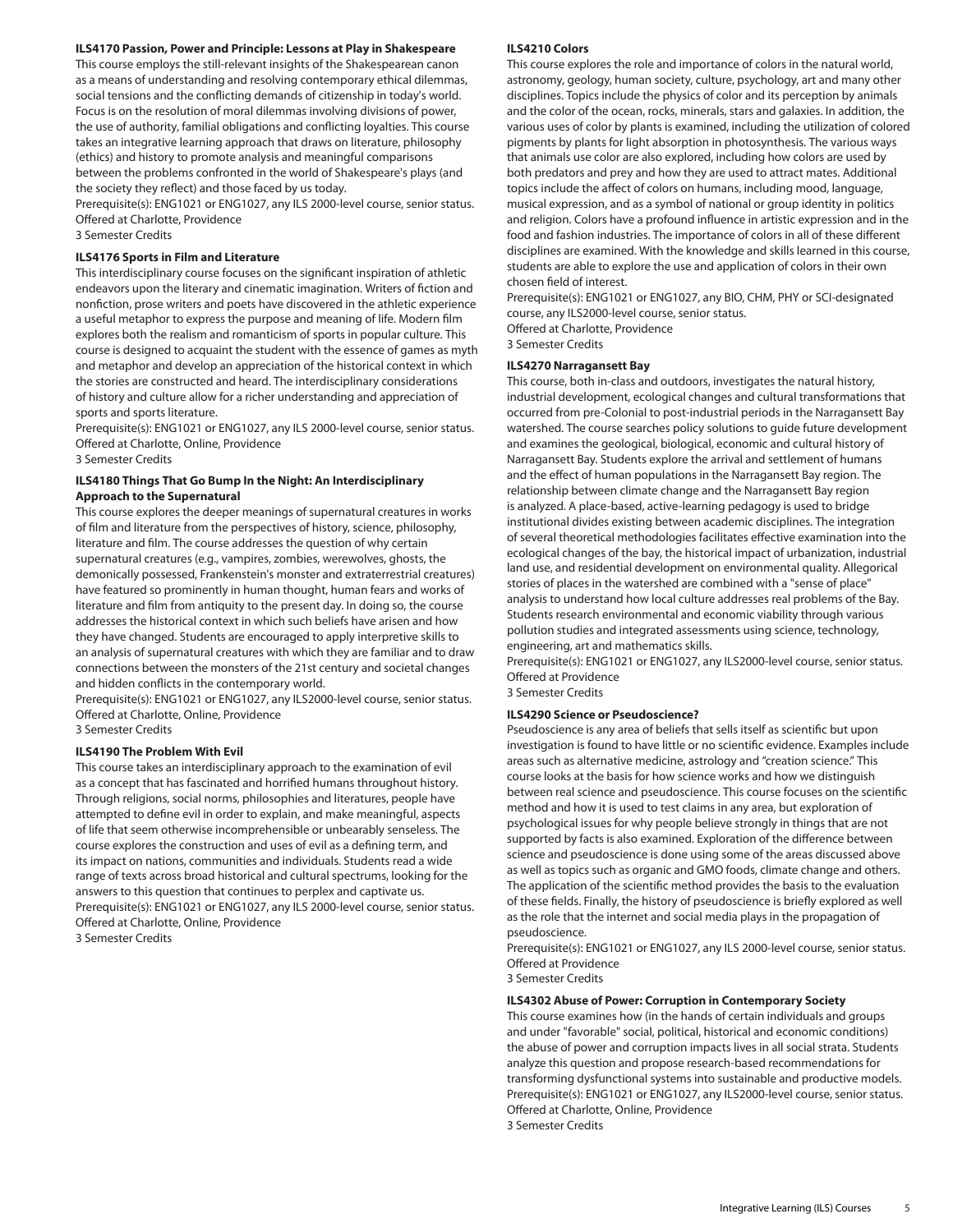### ILS4170 Passion, Power and Principle: Lessons at Play in Shakespeare

This course employs the still-relevant insights of the Shakespearean canon as a means of understanding and resolving contemporary ethical dilemmas, social tensions and the conflicting demands of citizenship in today's world. Focus is on the resolution of moral dilemmas involving divisions of power, the use of authority, familial obligations and conflicting loyalties. This course takes an integrative learning approach that draws on literature, philosophy (ethics) and history to promote analysis and meaningful comparisons between the problems confronted in the world of Shakespeare's plays (and the society they reflect) and those faced by us today.

Prerequisite(s): ENG1021 or ENG1027, any ILS 2000-level course, senior status.
Offered at Charlotte, Providence
3 Semester Credits

### ILS4176 Sports in Film and Literature

This interdisciplinary course focuses on the significant inspiration of athletic endeavors upon the literary and cinematic imagination. Writers of fiction and nonfiction, prose writers and poets have discovered in the athletic experience a useful metaphor to express the purpose and meaning of life. Modern film explores both the realism and romanticism of sports in popular culture. This course is designed to acquaint the student with the essence of games as myth and metaphor and develop an appreciation of the historical context in which the stories are constructed and heard. The interdisciplinary considerations of history and culture allow for a richer understanding and appreciation of sports and sports literature.

Prerequisite(s): ENG1021 or ENG1027, any ILS 2000-level course, senior status.
Offered at Charlotte, Online, Providence
3 Semester Credits

### ILS4180 Things That Go Bump In the Night: An Interdisciplinary Approach to the Supernatural

This course explores the deeper meanings of supernatural creatures in works of film and literature from the perspectives of history, science, philosophy, literature and film. The course addresses the question of why certain supernatural creatures (e.g., vampires, zombies, werewolves, ghosts, the demonically possessed, Frankenstein's monster and extraterrestrial creatures) have featured so prominently in human thought, human fears and works of literature and film from antiquity to the present day. In doing so, the course addresses the historical context in which such beliefs have arisen and how they have changed. Students are encouraged to apply interpretive skills to an analysis of supernatural creatures with which they are familiar and to draw connections between the monsters of the 21st century and societal changes and hidden conflicts in the contemporary world.

Prerequisite(s): ENG1021 or ENG1027, any ILS2000-level course, senior status.
Offered at Charlotte, Online, Providence
3 Semester Credits

### ILS4190 The Problem With Evil

This course takes an interdisciplinary approach to the examination of evil as a concept that has fascinated and horrified humans throughout history. Through religions, social norms, philosophies and literatures, people have attempted to define evil in order to explain, and make meaningful, aspects of life that seem otherwise incomprehensible or unbearably senseless. The course explores the construction and uses of evil as a defining term, and its impact on nations, communities and individuals. Students read a wide range of texts across broad historical and cultural spectrums, looking for the answers to this question that continues to perplex and captivate us.

Prerequisite(s): ENG1021 or ENG1027, any ILS 2000-level course, senior status.
Offered at Charlotte, Online, Providence
3 Semester Credits

### ILS4210 Colors

This course explores the role and importance of colors in the natural world, astronomy, geology, human society, culture, psychology, art and many other disciplines. Topics include the physics of color and its perception by animals and the color of the ocean, rocks, minerals, stars and galaxies. In addition, the various uses of color by plants is examined, including the utilization of colored pigments by plants for light absorption in photosynthesis. The various ways that animals use color are also explored, including how colors are used by both predators and prey and how they are used to attract mates. Additional topics include the affect of colors on humans, including mood, language, musical expression, and as a symbol of national or group identity in politics and religion. Colors have a profound influence in artistic expression and in the food and fashion industries. The importance of colors in all of these different disciplines are examined. With the knowledge and skills learned in this course, students are able to explore the use and application of colors in their own chosen field of interest.

Prerequisite(s): ENG1021 or ENG1027, any BIO, CHM, PHY or SCI-designated course, any ILS2000-level course, senior status.
Offered at Charlotte, Providence
3 Semester Credits

### ILS4270 Narragansett Bay

This course, both in-class and outdoors, investigates the natural history, industrial development, ecological changes and cultural transformations that occurred from pre-Colonial to post-industrial periods in the Narragansett Bay watershed. The course searches policy solutions to guide future development and examines the geological, biological, economic and cultural history of Narragansett Bay. Students explore the arrival and settlement of humans and the effect of human populations in the Narragansett Bay region. The relationship between climate change and the Narragansett Bay region is analyzed. A place-based, active-learning pedagogy is used to bridge institutional divides existing between academic disciplines. The integration of several theoretical methodologies facilitates effective examination into the ecological changes of the bay, the historical impact of urbanization, industrial land use, and residential development on environmental quality. Allegorical stories of places in the watershed are combined with a "sense of place" analysis to understand how local culture addresses real problems of the Bay. Students research environmental and economic viability through various pollution studies and integrated assessments using science, technology, engineering, art and mathematics skills.

Prerequisite(s): ENG1021 or ENG1027, any ILS2000-level course, senior status.
Offered at Providence
3 Semester Credits

### ILS4290 Science or Pseudoscience?

Pseudoscience is any area of beliefs that sells itself as scientific but upon investigation is found to have little or no scientific evidence. Examples include areas such as alternative medicine, astrology and "creation science." This course looks at the basis for how science works and how we distinguish between real science and pseudoscience. This course focuses on the scientific method and how it is used to test claims in any area, but exploration of psychological issues for why people believe strongly in things that are not supported by facts is also examined. Exploration of the difference between science and pseudoscience is done using some of the areas discussed above as well as topics such as organic and GMO foods, climate change and others. The application of the scientific method provides the basis to the evaluation of these fields. Finally, the history of pseudoscience is briefly explored as well as the role that the internet and social media plays in the propagation of pseudoscience.

Prerequisite(s): ENG1021 or ENG1027, any ILS 2000-level course, senior status.
Offered at Providence
3 Semester Credits

### ILS4302 Abuse of Power: Corruption in Contemporary Society

This course examines how (in the hands of certain individuals and groups and under "favorable" social, political, historical and economic conditions) the abuse of power and corruption impacts lives in all social strata. Students analyze this question and propose research-based recommendations for transforming dysfunctional systems into sustainable and productive models.

Prerequisite(s): ENG1021 or ENG1027, any ILS2000-level course, senior status.
Offered at Charlotte, Online, Providence
3 Semester Credits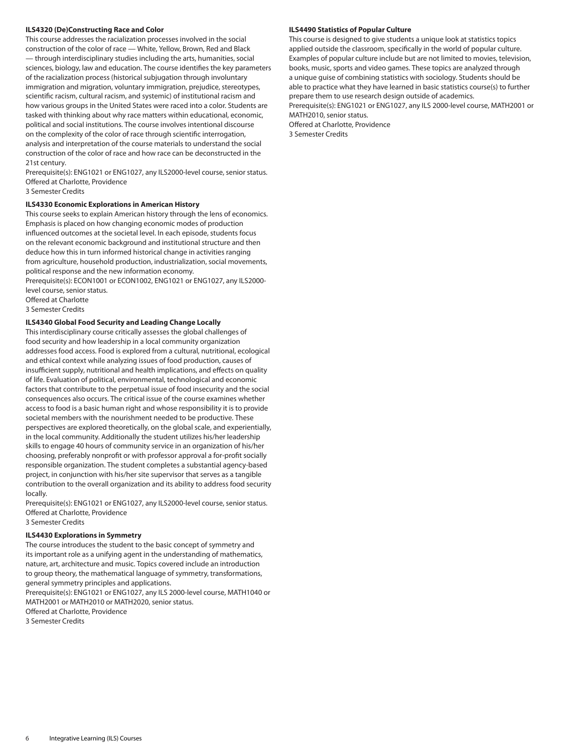**ILS4320 (De)Constructing Race and Color**

This course addresses the racialization processes involved in the social construction of the color of race — White, Yellow, Brown, Red and Black — through interdisciplinary studies including the arts, humanities, social sciences, biology, law and education. The course identifies the key parameters of the racialization process (historical subjugation through involuntary immigration and migration, voluntary immigration, prejudice, stereotypes, scientific racism, cultural racism, and systemic) of institutional racism and how various groups in the United States were raced into a color. Students are tasked with thinking about why race matters within educational, economic, political and social institutions. The course involves intentional discourse on the complexity of the color of race through scientific interrogation, analysis and interpretation of the course materials to understand the social construction of the color of race and how race can be deconstructed in the 21st century.

Prerequisite(s): ENG1021 or ENG1027, any ILS2000-level course, senior status.
Offered at Charlotte, Providence
3 Semester Credits

**ILS4330 Economic Explorations in American History**

This course seeks to explain American history through the lens of economics. Emphasis is placed on how changing economic modes of production influenced outcomes at the societal level. In each episode, students focus on the relevant economic background and institutional structure and then deduce how this in turn informed historical change in activities ranging from agriculture, household production, industrialization, social movements, political response and the new information economy.

Prerequisite(s): ECON1001 or ECON1002, ENG1021 or ENG1027, any ILS2000-level course, senior status.
Offered at Charlotte
3 Semester Credits

**ILS4340 Global Food Security and Leading Change Locally**

This interdisciplinary course critically assesses the global challenges of food security and how leadership in a local community organization addresses food access. Food is explored from a cultural, nutritional, ecological and ethical context while analyzing issues of food production, causes of insufficient supply, nutritional and health implications, and effects on quality of life. Evaluation of political, environmental, technological and economic factors that contribute to the perpetual issue of food insecurity and the social consequences also occurs. The critical issue of the course examines whether access to food is a basic human right and whose responsibility it is to provide societal members with the nourishment needed to be productive. These perspectives are explored theoretically, on the global scale, and experientially, in the local community. Additionally the student utilizes his/her leadership skills to engage 40 hours of community service in an organization of his/her choosing, preferably nonprofit or with professor approval a for-profit socially responsible organization. The student completes a substantial agency-based project, in conjunction with his/her site supervisor that serves as a tangible contribution to the overall organization and its ability to address food security locally.

Prerequisite(s): ENG1021 or ENG1027, any ILS2000-level course, senior status.
Offered at Charlotte, Providence
3 Semester Credits

**ILS4430 Explorations in Symmetry**

The course introduces the student to the basic concept of symmetry and its important role as a unifying agent in the understanding of mathematics, nature, art, architecture and music. Topics covered include an introduction to group theory, the mathematical language of symmetry, transformations, general symmetry principles and applications.

Prerequisite(s): ENG1021 or ENG1027, any ILS 2000-level course, MATH1040 or MATH2001 or MATH2010 or MATH2020, senior status.
Offered at Charlotte, Providence
3 Semester Credits

**ILS4490 Statistics of Popular Culture**

This course is designed to give students a unique look at statistics topics applied outside the classroom, specifically in the world of popular culture. Examples of popular culture include but are not limited to movies, television, books, music, sports and video games. These topics are analyzed through a unique guise of combining statistics with sociology. Students should be able to practice what they have learned in basic statistics course(s) to further prepare them to use research design outside of academics.

Prerequisite(s): ENG1021 or ENG1027, any ILS 2000-level course, MATH2001 or MATH2010, senior status.
Offered at Charlotte, Providence
3 Semester Credits